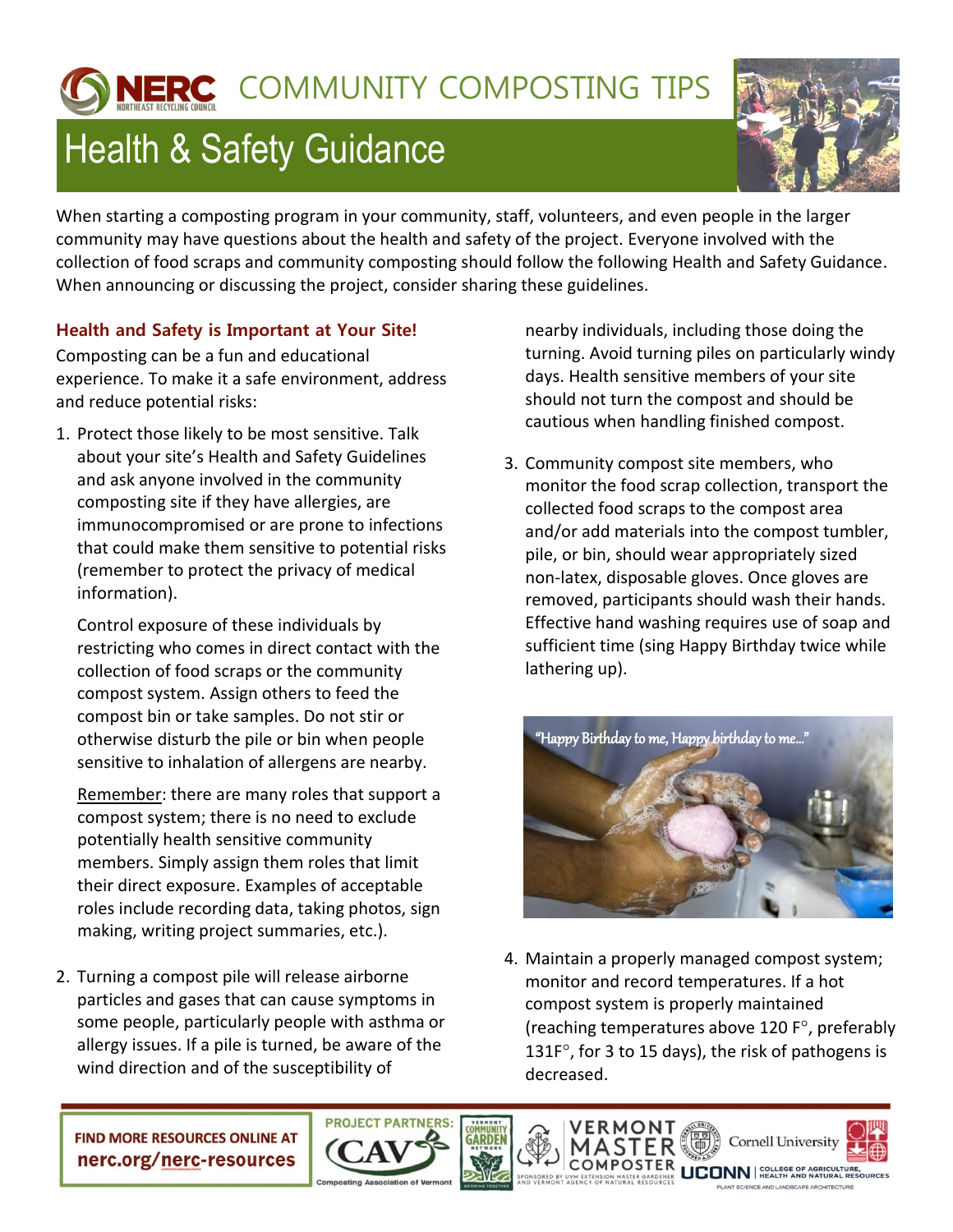# NERC COMMUNITY COMPOSTING TIPS

## Health & Safety Guidance

When starting a composting program in your community, staff, volunteers, and even people in the larger community may have questions about the health and safety of the project. Everyone involved with the collection of food scraps and community composting should follow the following Health and Safety Guidance. When announcing or discussing the project, consider sharing these guidelines.

### Health and Safety is Important at Your Site!

Composting can be a fun and educational experience. To make it a safe environment, address and reduce potential risks:

1. Protect those likely to be most sensitive. Talk about your site's Health and Safety Guidelines and ask anyone involved in the community composting site if they have allergies, are immunocompromised or are prone to infections that could make them sensitive to potential risks (remember to protect the privacy of medical information).

   Control exposure of these individuals by restricting who comes in direct contact with the collection of food scraps or the community compost system. Assign others to feed the compost bin or take samples. Do not stir or otherwise disturb the pile or bin when people sensitive to inhalation of allergens are nearby.

   Remember: there are many roles that support a compost system; there is no need to exclude potentially health sensitive community members. Simply assign them roles that limit their direct exposure. Examples of acceptable roles include recording data, taking photos, sign making, writing project summaries, etc.).

2. Turning a compost pile will release airborne particles and gases that can cause symptoms in some people, particularly people with asthma or allergy issues. If a pile is turned, be aware of the wind direction and of the susceptibility of nearby individuals, including those doing the turning. Avoid turning piles on particularly windy days. Health sensitive members of your site should not turn the compost and should be cautious when handling finished compost.

3. Community compost site members, who monitor the food scrap collection, transport the collected food scraps to the compost area and/or add materials into the compost tumbler, pile, or bin, should wear appropriately sized non-latex, disposable gloves. Once gloves are removed, participants should wash their hands. Effective hand washing requires use of soap and sufficient time (sing Happy Birthday twice while lathering up).

"Happy Birthday to me, Happy birthday to me…"

4. Maintain a properly managed compost system; monitor and record temperatures. If a hot compost system is properly maintained (reaching temperatures above 120 F°, preferably 131F°, for 3 to 15 days), the risk of pathogens is decreased.

FIND MORE RESOURCES ONLINE AT nerc.org/nerc-resources

PROJECT PARTNERS: CAV Composting Association of Vermont, Vermont Community Garden Network, Vermont Master Composter, Cornell University, UCONN College of Agriculture, Health and Natural Resources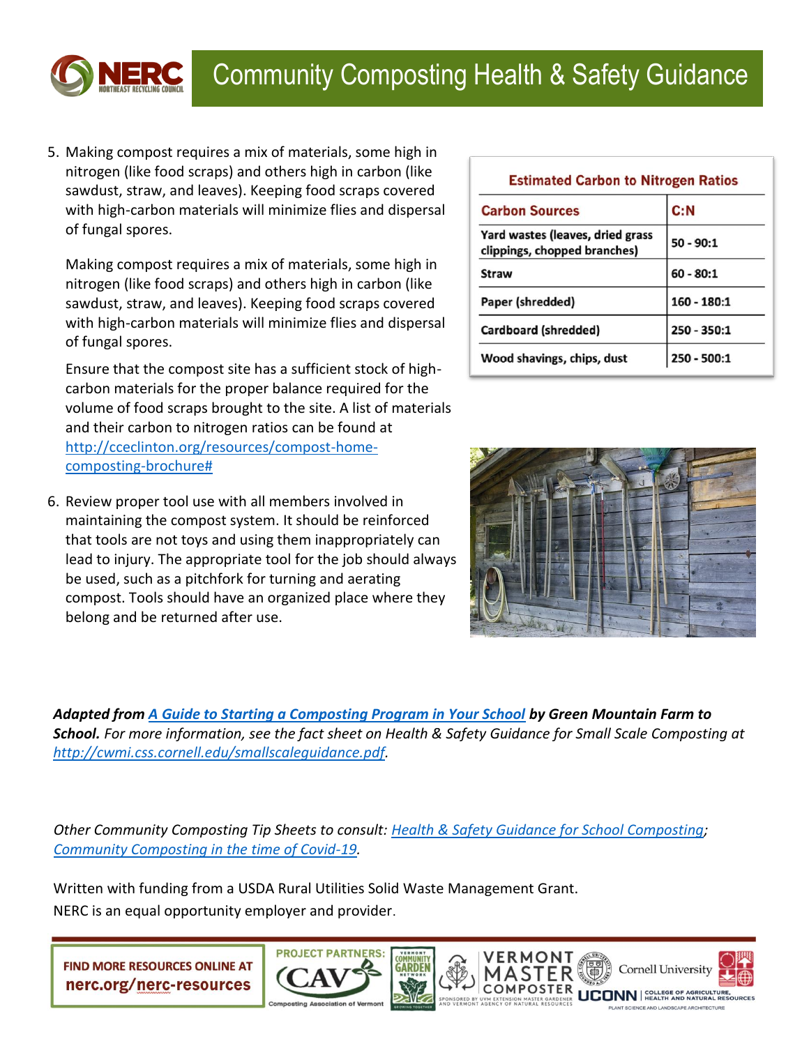5. Making compost requires a mix of materials, some high in nitrogen (like food scraps) and others high in carbon (like sawdust, straw, and leaves). Keeping food scraps covered with high-carbon materials will minimize flies and dispersal of fungal spores.

   Making compost requires a mix of materials, some high in nitrogen (like food scraps) and others high in carbon (like sawdust, straw, and leaves). Keeping food scraps covered with high-carbon materials will minimize flies and dispersal of fungal spores.

   Ensure that the compost site has a sufficient stock of high-carbon materials for the proper balance required for the volume of food scraps brought to the site. A list of materials and their carbon to nitrogen ratios can be found at [http://cceclinton.org/resources/compost-home-composting-brochure#](http://cceclinton.org/resources/compost-home-composting-brochure#)

**Estimated Carbon to Nitrogen Ratios**

| Carbon Sources | C:N |
|---|---|
| Yard wastes (leaves, dried grass clippings, chopped branches) | 50 - 90:1 |
| Straw | 60 - 80:1 |
| Paper (shredded) | 160 - 180:1 |
| Cardboard (shredded) | 250 - 350:1 |
| Wood shavings, chips, dust | 250 - 500:1 |

6. Review proper tool use with all members involved in maintaining the compost system. It should be reinforced that tools are not toys and using them inappropriately can lead to injury. The appropriate tool for the job should always be used, such as a pitchfork for turning and aerating compost. Tools should have an organized place where they belong and be returned after use.

***Adapted from [A Guide to Starting a Composting Program in Your School](#) by Green Mountain Farm to School.*** *For more information, see the fact sheet on Health & Safety Guidance for Small Scale Composting at [http://cwmi.css.cornell.edu/smallscaleguidance.pdf](http://cwmi.css.cornell.edu/smallscaleguidance.pdf).*

*Other Community Composting Tip Sheets to consult: [Health & Safety Guidance for School Composting](#); [Community Composting in the time of Covid-19](#).*

Written with funding from a USDA Rural Utilities Solid Waste Management Grant.
NERC is an equal opportunity employer and provider.

**FIND MORE RESOURCES ONLINE AT nerc.org/nerc-resources**

**PROJECT PARTNERS:** Composting Association of Vermont; Vermont Community Garden Network; Vermont Master Composter (Sponsored by UVM Extension Master Gardener and Vermont Agency of Natural Resources); Cornell University; UConn College of Agriculture, Health and Natural Resources, Plant Science and Landscape Architecture